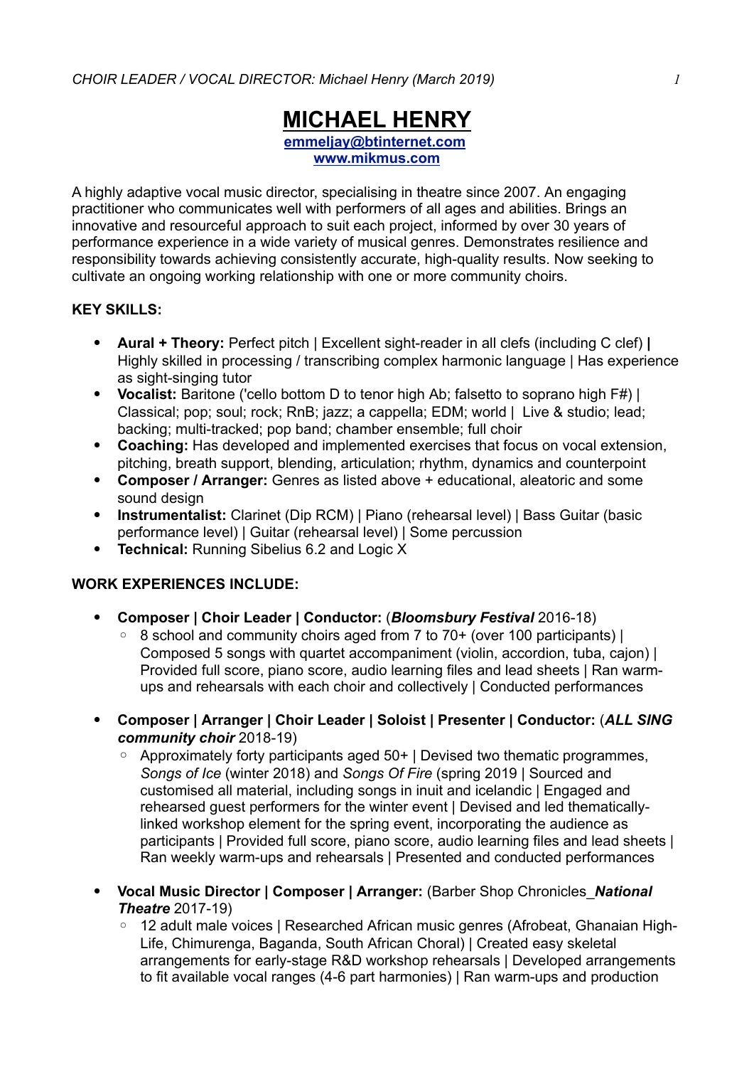# MICHAEL HENRY

**emmeljay@btinternet.com**
**www.mikmus.com**

A highly adaptive vocal music director, specialising in theatre since 2007. An engaging practitioner who communicates well with performers of all ages and abilities. Brings an innovative and resourceful approach to suit each project, informed by over 30 years of performance experience in a wide variety of musical genres. Demonstrates resilience and responsibility towards achieving consistently accurate, high-quality results. Now seeking to cultivate an ongoing working relationship with one or more community choirs.

**KEY SKILLS:**

- **Aural + Theory:** Perfect pitch | Excellent sight-reader in all clefs (including C clef) **|** Highly skilled in processing / transcribing complex harmonic language | Has experience as sight-singing tutor
- **Vocalist:** Baritone ('cello bottom D to tenor high Ab; falsetto to soprano high F#) | Classical; pop; soul; rock; RnB; jazz; a cappella; EDM; world | Live & studio; lead; backing; multi-tracked; pop band; chamber ensemble; full choir
- **Coaching:** Has developed and implemented exercises that focus on vocal extension, pitching, breath support, blending, articulation; rhythm, dynamics and counterpoint
- **Composer / Arranger:** Genres as listed above + educational, aleatoric and some sound design
- **Instrumentalist:** Clarinet (Dip RCM) | Piano (rehearsal level) | Bass Guitar (basic performance level) | Guitar (rehearsal level) | Some percussion
- **Technical:** Running Sibelius 6.2 and Logic X

**WORK EXPERIENCES INCLUDE:**

- **Composer | Choir Leader | Conductor:** (***Bloomsbury Festival*** 2016-18)
  - 8 school and community choirs aged from 7 to 70+ (over 100 participants) | Composed 5 songs with quartet accompaniment (violin, accordion, tuba, cajon) | Provided full score, piano score, audio learning files and lead sheets | Ran warm-ups and rehearsals with each choir and collectively | Conducted performances

- **Composer | Arranger | Choir Leader | Soloist | Presenter | Conductor:** (***ALL SING community choir*** 2018-19)
  - Approximately forty participants aged 50+ | Devised two thematic programmes, *Songs of Ice* (winter 2018) and *Songs Of Fire* (spring 2019 | Sourced and customised all material, including songs in inuit and icelandic | Engaged and rehearsed guest performers for the winter event | Devised and led thematically-linked workshop element for the spring event, incorporating the audience as participants | Provided full score, piano score, audio learning files and lead sheets | Ran weekly warm-ups and rehearsals | Presented and conducted performances

- **Vocal Music Director | Composer | Arranger:** (Barber Shop Chronicles_***National Theatre*** 2017-19)
  - 12 adult male voices | Researched African music genres (Afrobeat, Ghanaian High-Life, Chimurenga, Baganda, South African Choral) | Created easy skeletal arrangements for early-stage R&D workshop rehearsals | Developed arrangements to fit available vocal ranges (4-6 part harmonies) | Ran warm-ups and production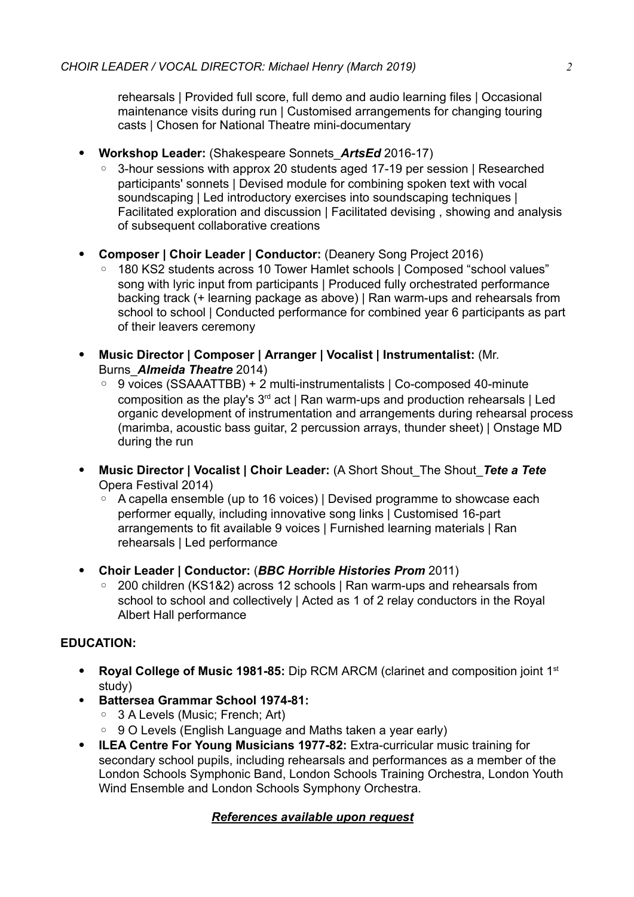rehearsals | Provided full score, full demo and audio learning files | Occasional maintenance visits during run | Customised arrangements for changing touring casts | Chosen for National Theatre mini-documentary

- **Workshop Leader:** (Shakespeare Sonnets_***ArtsEd*** 2016-17)
  - 3-hour sessions with approx 20 students aged 17-19 per session | Researched participants' sonnets | Devised module for combining spoken text with vocal soundscaping | Led introductory exercises into soundscaping techniques | Facilitated exploration and discussion | Facilitated devising , showing and analysis of subsequent collaborative creations

- **Composer | Choir Leader | Conductor:** (Deanery Song Project 2016)
  - 180 KS2 students across 10 Tower Hamlet schools | Composed "school values" song with lyric input from participants | Produced fully orchestrated performance backing track (+ learning package as above) | Ran warm-ups and rehearsals from school to school | Conducted performance for combined year 6 participants as part of their leavers ceremony

- **Music Director | Composer | Arranger | Vocalist | Instrumentalist:** (Mr. Burns_***Almeida Theatre*** 2014)
  - 9 voices (SSAAATTBB) + 2 multi-instrumentalists | Co-composed 40-minute composition as the play's 3rd act | Ran warm-ups and production rehearsals | Led organic development of instrumentation and arrangements during rehearsal process (marimba, acoustic bass guitar, 2 percussion arrays, thunder sheet) | Onstage MD during the run

- **Music Director | Vocalist | Choir Leader:** (A Short Shout_The Shout_***Tete a Tete*** Opera Festival 2014)
  - A capella ensemble (up to 16 voices) | Devised programme to showcase each performer equally, including innovative song links | Customised 16-part arrangements to fit available 9 voices | Furnished learning materials | Ran rehearsals | Led performance

- **Choir Leader | Conductor:** (***BBC Horrible Histories Prom*** 2011)
  - 200 children (KS1&2) across 12 schools | Ran warm-ups and rehearsals from school to school and collectively | Acted as 1 of 2 relay conductors in the Royal Albert Hall performance

**EDUCATION:**

- **Royal College of Music 1981-85:** Dip RCM ARCM (clarinet and composition joint 1st study)
- **Battersea Grammar School 1974-81:**
  - 3 A Levels (Music; French; Art)
  - 9 O Levels (English Language and Maths taken a year early)
- **ILEA Centre For Young Musicians 1977-82:** Extra-curricular music training for secondary school pupils, including rehearsals and performances as a member of the London Schools Symphonic Band, London Schools Training Orchestra, London Youth Wind Ensemble and London Schools Symphony Orchestra.

***References available upon request***